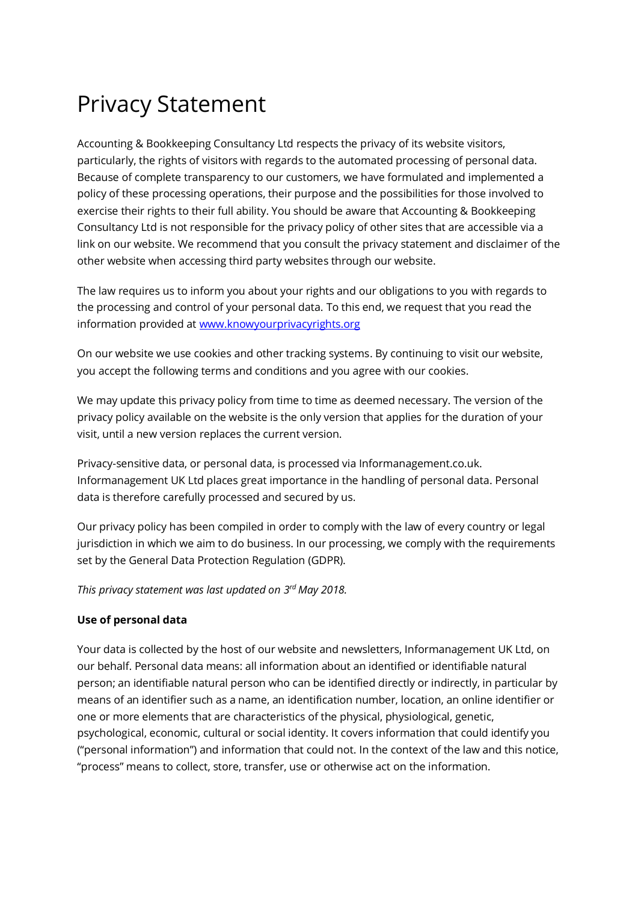# Privacy Statement

Accounting & Bookkeeping Consultancy Ltd respects the privacy of its website visitors, particularly, the rights of visitors with regards to the automated processing of personal data. Because of complete transparency to our customers, we have formulated and implemented a policy of these processing operations, their purpose and the possibilities for those involved to exercise their rights to their full ability. You should be aware that Accounting & Bookkeeping Consultancy Ltd is not responsible for the privacy policy of other sites that are accessible via a link on our website. We recommend that you consult the privacy statement and disclaimer of the other website when accessing third party websites through our website.

The law requires us to inform you about your rights and our obligations to you with regards to the processing and control of your personal data. To this end, we request that you read the information provided at [www.knowyourprivacyrights.org](http://www.knowyourprivacyrights.org)

On our website we use cookies and other tracking systems. By continuing to visit our website, you accept the following terms and conditions and you agree with our cookies.

We may update this privacy policy from time to time as deemed necessary. The version of the privacy policy available on the website is the only version that applies for the duration of your visit, until a new version replaces the current version.

Privacy-sensitive data, or personal data, is processed via Informanagement.co.uk. Informanagement UK Ltd places great importance in the handling of personal data. Personal data is therefore carefully processed and secured by us.

Our privacy policy has been compiled in order to comply with the law of every country or legal jurisdiction in which we aim to do business. In our processing, we comply with the requirements set by the General Data Protection Regulation (GDPR).

*This privacy statement was last updated on 3rd May 2018.*

**Use of personal data**

Your data is collected by the host of our website and newsletters, Informanagement UK Ltd, on our behalf. Personal data means: all information about an identified or identifiable natural person; an identifiable natural person who can be identified directly or indirectly, in particular by means of an identifier such as a name, an identification number, location, an online identifier or one or more elements that are characteristics of the physical, physiological, genetic, psychological, economic, cultural or social identity. It covers information that could identify you ("personal information") and information that could not. In the context of the law and this notice, "process" means to collect, store, transfer, use or otherwise act on the information.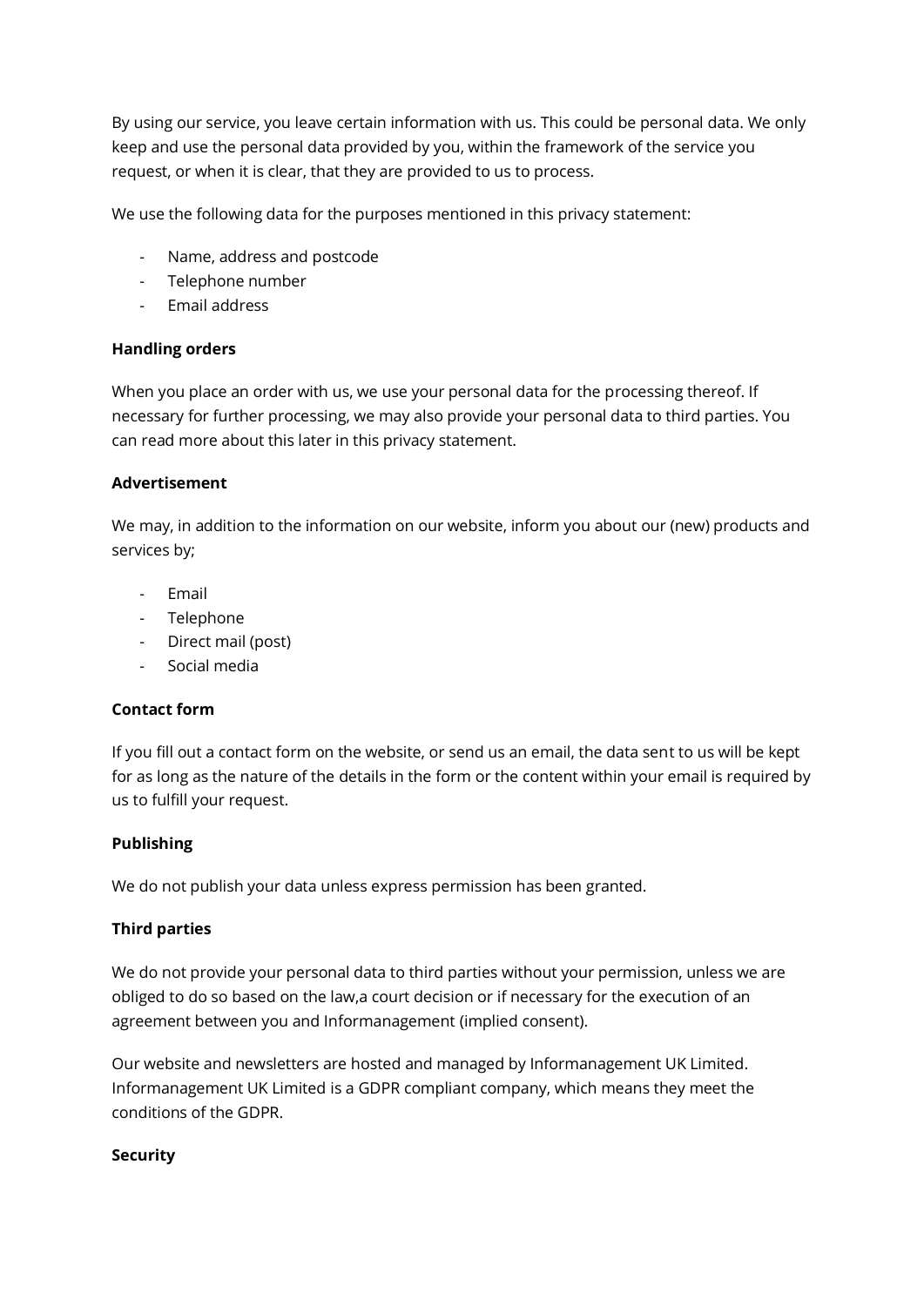By using our service, you leave certain information with us. This could be personal data. We only keep and use the personal data provided by you, within the framework of the service you request, or when it is clear, that they are provided to us to process.

We use the following data for the purposes mentioned in this privacy statement:

- Name, address and postcode
- Telephone number
- Email address

**Handling orders**

When you place an order with us, we use your personal data for the processing thereof. If necessary for further processing, we may also provide your personal data to third parties. You can read more about this later in this privacy statement.

**Advertisement**

We may, in addition to the information on our website, inform you about our (new) products and services by;

- Email
- Telephone
- Direct mail (post)
- Social media

**Contact form**

If you fill out a contact form on the website, or send us an email, the data sent to us will be kept for as long as the nature of the details in the form or the content within your email is required by us to fulfill your request.

**Publishing**

We do not publish your data unless express permission has been granted.

**Third parties**

We do not provide your personal data to third parties without your permission, unless we are obliged to do so based on the law,a court decision or if necessary for the execution of an agreement between you and Informanagement (implied consent).

Our website and newsletters are hosted and managed by Informanagement UK Limited. Informanagement UK Limited is a GDPR compliant company, which means they meet the conditions of the GDPR.

**Security**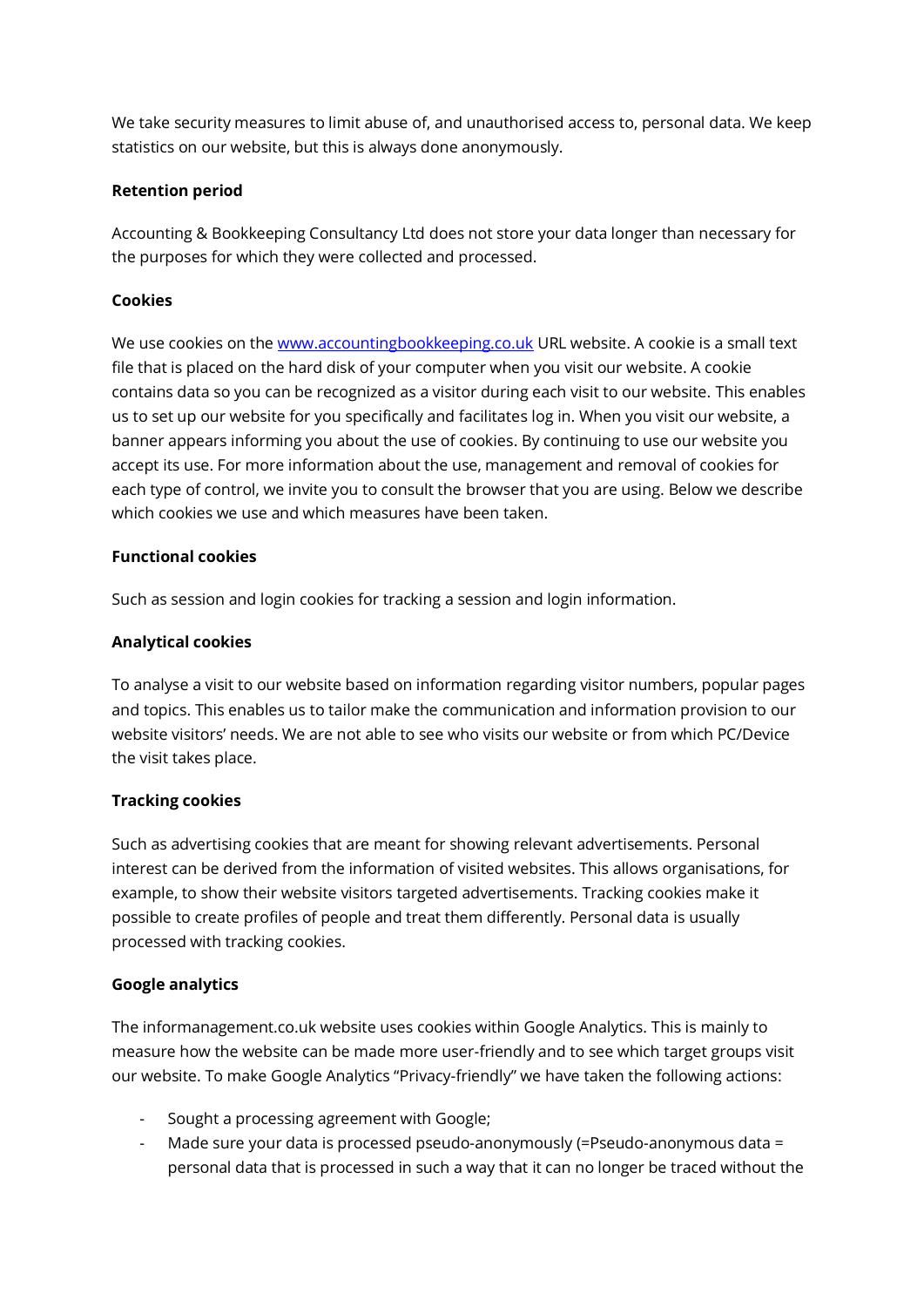We take security measures to limit abuse of, and unauthorised access to, personal data. We keep statistics on our website, but this is always done anonymously.

**Retention period**

Accounting & Bookkeeping Consultancy Ltd does not store your data longer than necessary for the purposes for which they were collected and processed.

**Cookies**

We use cookies on the [www.accountingbookkeeping.co.uk](www.accountingbookkeeping.co.uk) URL website. A cookie is a small text file that is placed on the hard disk of your computer when you visit our website. A cookie contains data so you can be recognized as a visitor during each visit to our website. This enables us to set up our website for you specifically and facilitates log in. When you visit our website, a banner appears informing you about the use of cookies. By continuing to use our website you accept its use. For more information about the use, management and removal of cookies for each type of control, we invite you to consult the browser that you are using. Below we describe which cookies we use and which measures have been taken.

**Functional cookies**

Such as session and login cookies for tracking a session and login information.

**Analytical cookies**

To analyse a visit to our website based on information regarding visitor numbers, popular pages and topics. This enables us to tailor make the communication and information provision to our website visitors' needs. We are not able to see who visits our website or from which PC/Device the visit takes place.

**Tracking cookies**

Such as advertising cookies that are meant for showing relevant advertisements. Personal interest can be derived from the information of visited websites. This allows organisations, for example, to show their website visitors targeted advertisements. Tracking cookies make it possible to create profiles of people and treat them differently. Personal data is usually processed with tracking cookies.

**Google analytics**

The informanagement.co.uk website uses cookies within Google Analytics. This is mainly to measure how the website can be made more user-friendly and to see which target groups visit our website. To make Google Analytics "Privacy-friendly" we have taken the following actions:

- Sought a processing agreement with Google;
- Made sure your data is processed pseudo-anonymously (=Pseudo-anonymous data = personal data that is processed in such a way that it can no longer be traced without the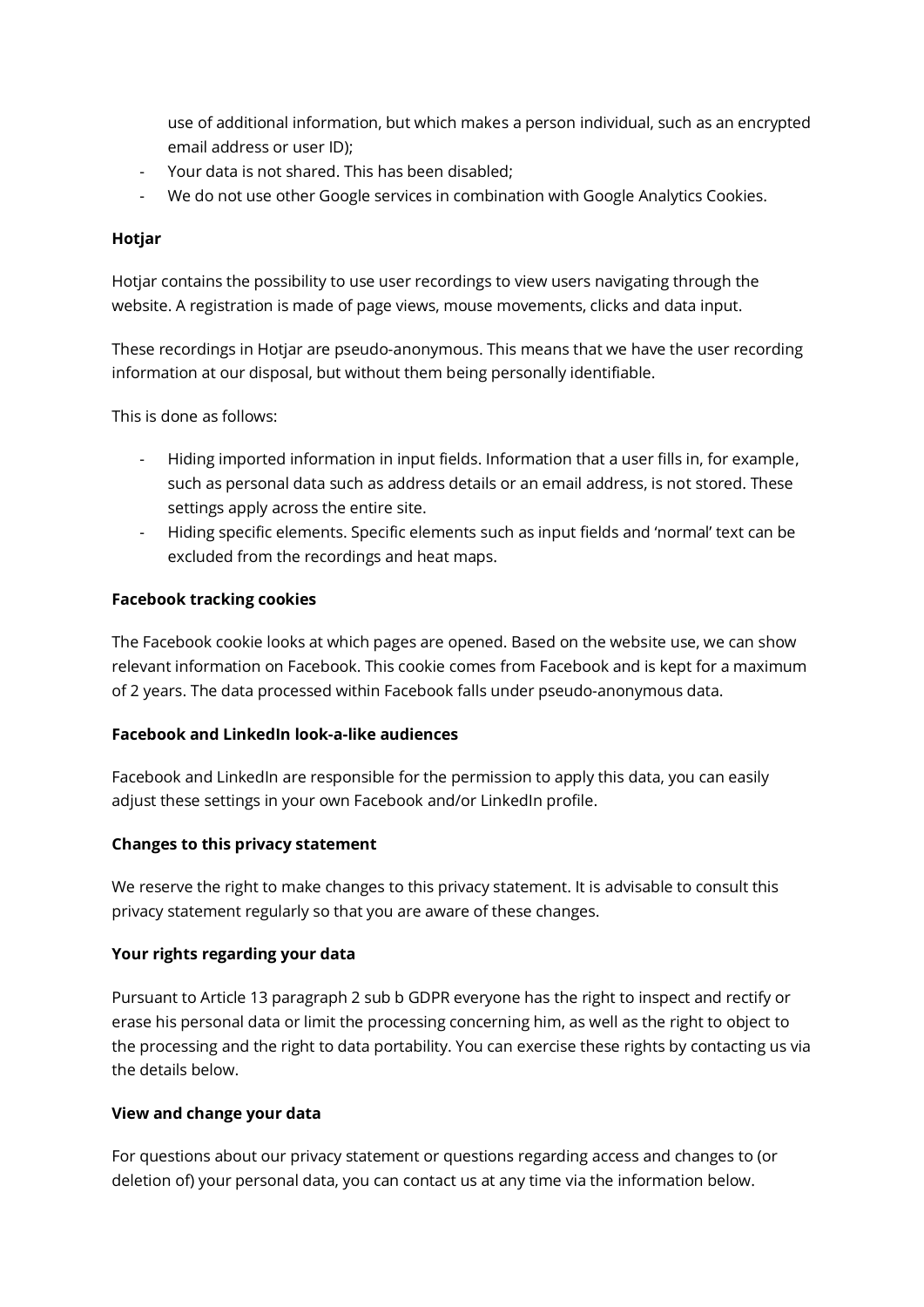use of additional information, but which makes a person individual, such as an encrypted email address or user ID);
- Your data is not shared. This has been disabled;
- We do not use other Google services in combination with Google Analytics Cookies.

**Hotjar**

Hotjar contains the possibility to use user recordings to view users navigating through the website. A registration is made of page views, mouse movements, clicks and data input.

These recordings in Hotjar are pseudo-anonymous. This means that we have the user recording information at our disposal, but without them being personally identifiable.

This is done as follows:

- Hiding imported information in input fields. Information that a user fills in, for example, such as personal data such as address details or an email address, is not stored. These settings apply across the entire site.
- Hiding specific elements. Specific elements such as input fields and 'normal' text can be excluded from the recordings and heat maps.

**Facebook tracking cookies**

The Facebook cookie looks at which pages are opened. Based on the website use, we can show relevant information on Facebook. This cookie comes from Facebook and is kept for a maximum of 2 years. The data processed within Facebook falls under pseudo-anonymous data.

**Facebook and LinkedIn look-a-like audiences**

Facebook and LinkedIn are responsible for the permission to apply this data, you can easily adjust these settings in your own Facebook and/or LinkedIn profile.

**Changes to this privacy statement**

We reserve the right to make changes to this privacy statement. It is advisable to consult this privacy statement regularly so that you are aware of these changes.

**Your rights regarding your data**

Pursuant to Article 13 paragraph 2 sub b GDPR everyone has the right to inspect and rectify or erase his personal data or limit the processing concerning him, as well as the right to object to the processing and the right to data portability. You can exercise these rights by contacting us via the details below.

**View and change your data**

For questions about our privacy statement or questions regarding access and changes to (or deletion of) your personal data, you can contact us at any time via the information below.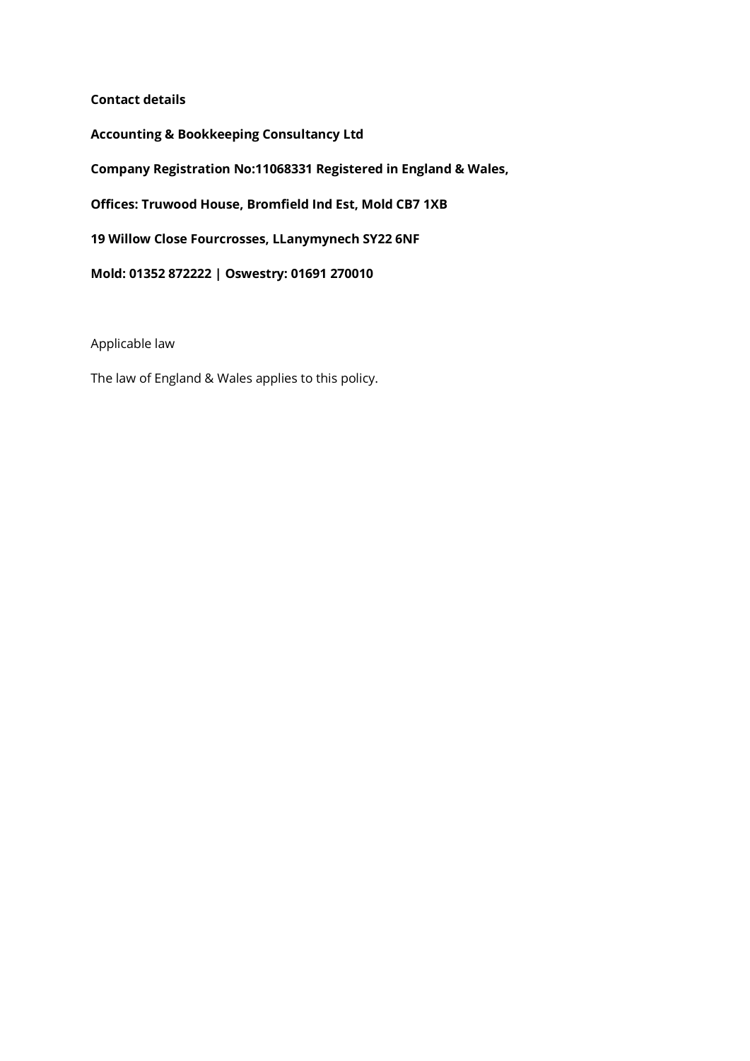**Contact details**

**Accounting & Bookkeeping Consultancy Ltd**

**Company Registration No:11068331 Registered in England & Wales,**

**Offices: Truwood House, Bromfield Ind Est, Mold CB7 1XB**

**19 Willow Close Fourcrosses, LLanymynech SY22 6NF**

**Mold: 01352 872222 | Oswestry: 01691 270010**

Applicable law

The law of England & Wales applies to this policy.